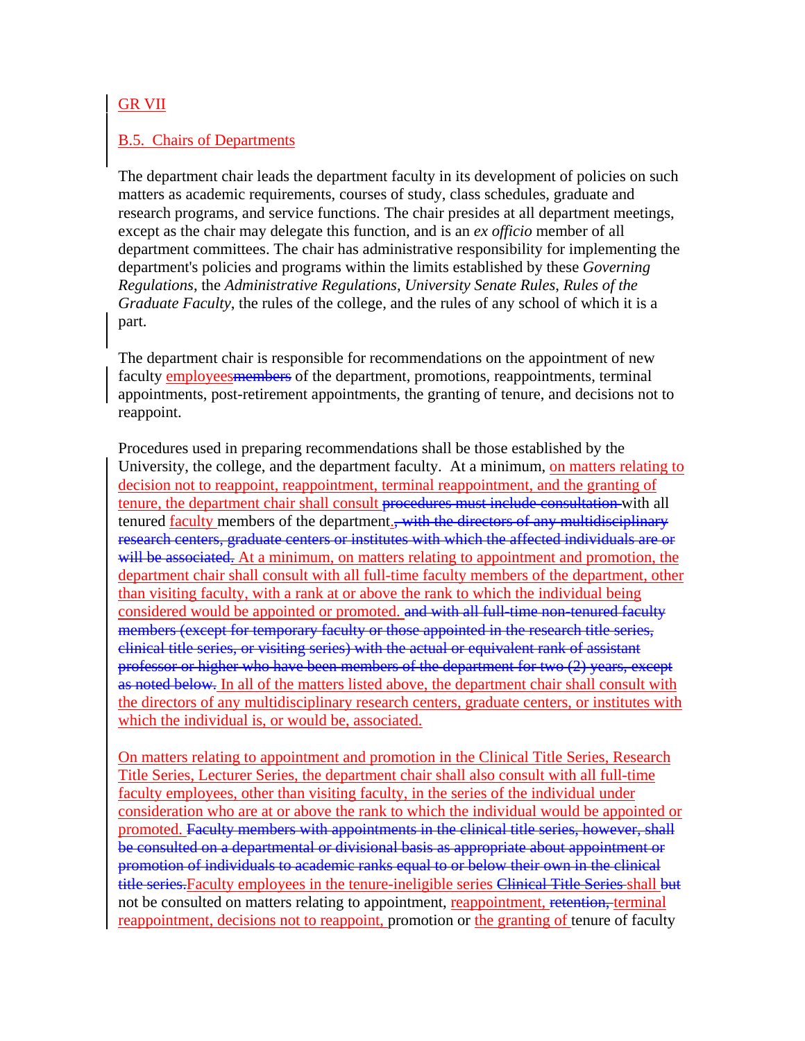GR VII

B.5. Chairs of Departments

The department chair leads the department faculty in its development of policies on such matters as academic requirements, courses of study, class schedules, graduate and research programs, and service functions. The chair presides at all department meetings, except as the chair may delegate this function, and is an *ex officio* member of all department committees. The chair has administrative responsibility for implementing the department's policies and programs within the limits established by these *Governing Regulations*, the *Administrative Regulations*, *University Senate Rules*, *Rules of the Graduate Faculty*, the rules of the college, and the rules of any school of which it is a part.

The department chair is responsible for recommendations on the appointment of new faculty employees~~members~~ of the department, promotions, reappointments, terminal appointments, post-retirement appointments, the granting of tenure, and decisions not to reappoint.

Procedures used in preparing recommendations shall be those established by the University, the college, and the department faculty. At a minimum, on matters relating to decision not to reappoint, reappointment, terminal reappointment, and the granting of tenure, the department chair shall consult ~~procedures must include consultation~~ with all tenured faculty members of the department.~~, with the directors of any multidisciplinary research centers, graduate centers or institutes with which the affected individuals are or will be associated.~~ At a minimum, on matters relating to appointment and promotion, the department chair shall consult with all full-time faculty members of the department, other than visiting faculty, with a rank at or above the rank to which the individual being considered would be appointed or promoted. ~~and with all full-time non-tenured faculty members (except for temporary faculty or those appointed in the research title series, clinical title series, or visiting series) with the actual or equivalent rank of assistant professor or higher who have been members of the department for two (2) years, except as noted below.~~ In all of the matters listed above, the department chair shall consult with the directors of any multidisciplinary research centers, graduate centers, or institutes with which the individual is, or would be, associated.

On matters relating to appointment and promotion in the Clinical Title Series, Research Title Series, Lecturer Series, the department chair shall also consult with all full-time faculty employees, other than visiting faculty, in the series of the individual under consideration who are at or above the rank to which the individual would be appointed or promoted. ~~Faculty members with appointments in the clinical title series, however, shall be consulted on a departmental or divisional basis as appropriate about appointment or promotion of individuals to academic ranks equal to or below their own in the clinical title series.~~Faculty employees in the tenure-ineligible series ~~Clinical Title Series~~ shall ~~but~~ not be consulted on matters relating to appointment, reappointment, ~~retention,~~ terminal reappointment, decisions not to reappoint, promotion or the granting of tenure of faculty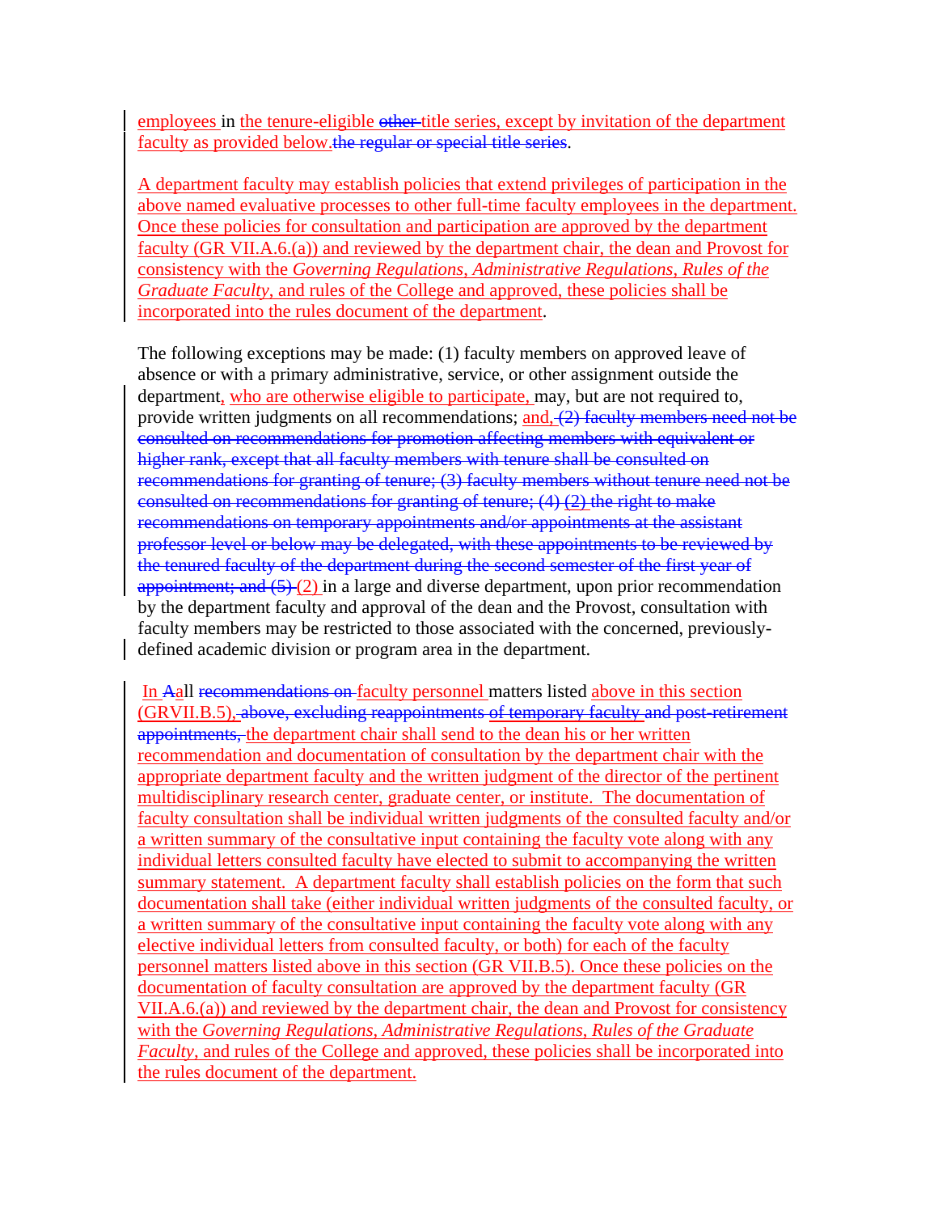employees in the tenure-eligible ~~other~~ title series, except by invitation of the department faculty as provided below.~~the regular or special title series~~.

A department faculty may establish policies that extend privileges of participation in the above named evaluative processes to other full-time faculty employees in the department. Once these policies for consultation and participation are approved by the department faculty (GR VII.A.6.(a)) and reviewed by the department chair, the dean and Provost for consistency with the *Governing Regulations, Administrative Regulations, Rules of the Graduate Faculty*, and rules of the College and approved, these policies shall be incorporated into the rules document of the department.

The following exceptions may be made: (1) faculty members on approved leave of absence or with a primary administrative, service, or other assignment outside the department, who are otherwise eligible to participate, may, but are not required to, provide written judgments on all recommendations; and, ~~(2) faculty members need not be consulted on recommendations for promotion affecting members with equivalent or higher rank, except that all faculty members with tenure shall be consulted on recommendations for granting of tenure; (3) faculty members without tenure need not be consulted on recommendations for granting of tenure; (4) (2) the right to make recommendations on temporary appointments and/or appointments at the assistant professor level or below may be delegated, with these appointments to be reviewed by the tenured faculty of the department during the second semester of the first year of appointment; and (5)~~ (2) in a large and diverse department, upon prior recommendation by the department faculty and approval of the dean and the Provost, consultation with faculty members may be restricted to those associated with the concerned, previously-defined academic division or program area in the department.

In ~~A~~all ~~recommendations on~~ faculty personnel matters listed above in this section (GRVII.B.5), ~~above, excluding reappointments of temporary faculty and post-retirement appointments,~~ the department chair shall send to the dean his or her written recommendation and documentation of consultation by the department chair with the appropriate department faculty and the written judgment of the director of the pertinent multidisciplinary research center, graduate center, or institute. The documentation of faculty consultation shall be individual written judgments of the consulted faculty and/or a written summary of the consultative input containing the faculty vote along with any individual letters consulted faculty have elected to submit to accompanying the written summary statement. A department faculty shall establish policies on the form that such documentation shall take (either individual written judgments of the consulted faculty, or a written summary of the consultative input containing the faculty vote along with any elective individual letters from consulted faculty, or both) for each of the faculty personnel matters listed above in this section (GR VII.B.5). Once these policies on the documentation of faculty consultation are approved by the department faculty (GR VII.A.6.(a)) and reviewed by the department chair, the dean and Provost for consistency with the *Governing Regulations, Administrative Regulations, Rules of the Graduate Faculty*, and rules of the College and approved, these policies shall be incorporated into the rules document of the department.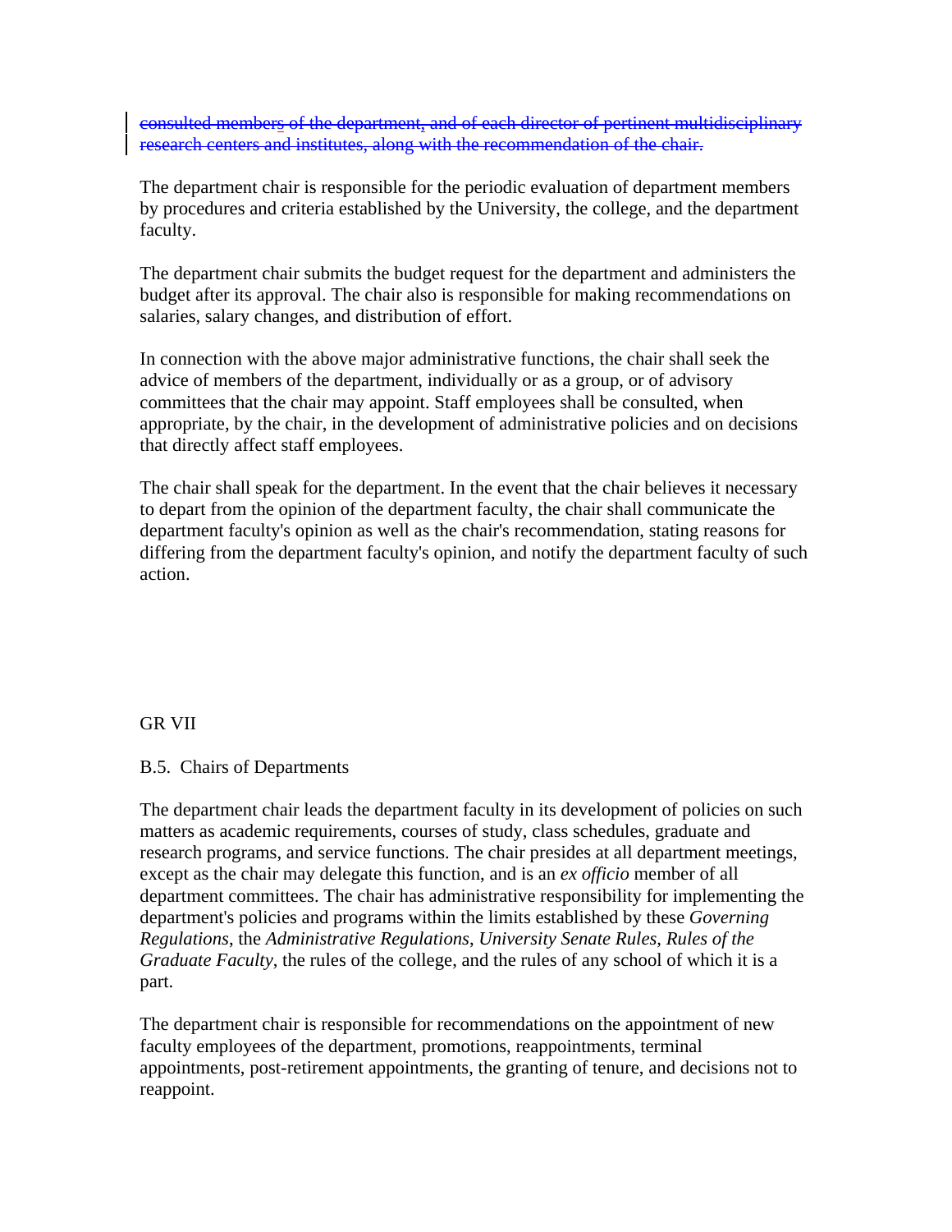~~consulted members of the department, and of each director of pertinent multidisciplinary research centers and institutes, along with the recommendation of the chair.~~

The department chair is responsible for the periodic evaluation of department members by procedures and criteria established by the University, the college, and the department faculty.

The department chair submits the budget request for the department and administers the budget after its approval. The chair also is responsible for making recommendations on salaries, salary changes, and distribution of effort.

In connection with the above major administrative functions, the chair shall seek the advice of members of the department, individually or as a group, or of advisory committees that the chair may appoint. Staff employees shall be consulted, when appropriate, by the chair, in the development of administrative policies and on decisions that directly affect staff employees.

The chair shall speak for the department. In the event that the chair believes it necessary to depart from the opinion of the department faculty, the chair shall communicate the department faculty's opinion as well as the chair's recommendation, stating reasons for differing from the department faculty's opinion, and notify the department faculty of such action.

GR VII

B.5. Chairs of Departments

The department chair leads the department faculty in its development of policies on such matters as academic requirements, courses of study, class schedules, graduate and research programs, and service functions. The chair presides at all department meetings, except as the chair may delegate this function, and is an *ex officio* member of all department committees. The chair has administrative responsibility for implementing the department's policies and programs within the limits established by these *Governing Regulations*, the *Administrative Regulations*, *University Senate Rules*, *Rules of the Graduate Faculty*, the rules of the college, and the rules of any school of which it is a part.

The department chair is responsible for recommendations on the appointment of new faculty employees of the department, promotions, reappointments, terminal appointments, post-retirement appointments, the granting of tenure, and decisions not to reappoint.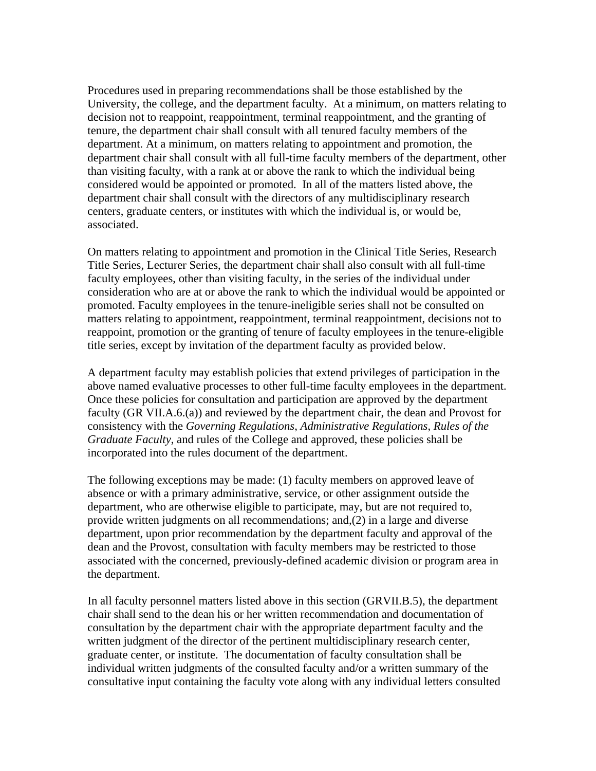Procedures used in preparing recommendations shall be those established by the University, the college, and the department faculty. At a minimum, on matters relating to decision not to reappoint, reappointment, terminal reappointment, and the granting of tenure, the department chair shall consult with all tenured faculty members of the department. At a minimum, on matters relating to appointment and promotion, the department chair shall consult with all full-time faculty members of the department, other than visiting faculty, with a rank at or above the rank to which the individual being considered would be appointed or promoted. In all of the matters listed above, the department chair shall consult with the directors of any multidisciplinary research centers, graduate centers, or institutes with which the individual is, or would be, associated.

On matters relating to appointment and promotion in the Clinical Title Series, Research Title Series, Lecturer Series, the department chair shall also consult with all full-time faculty employees, other than visiting faculty, in the series of the individual under consideration who are at or above the rank to which the individual would be appointed or promoted. Faculty employees in the tenure-ineligible series shall not be consulted on matters relating to appointment, reappointment, terminal reappointment, decisions not to reappoint, promotion or the granting of tenure of faculty employees in the tenure-eligible title series, except by invitation of the department faculty as provided below.

A department faculty may establish policies that extend privileges of participation in the above named evaluative processes to other full-time faculty employees in the department. Once these policies for consultation and participation are approved by the department faculty (GR VII.A.6.(a)) and reviewed by the department chair, the dean and Provost for consistency with the *Governing Regulations*, *Administrative Regulations*, *Rules of the Graduate Faculty*, and rules of the College and approved, these policies shall be incorporated into the rules document of the department.

The following exceptions may be made: (1) faculty members on approved leave of absence or with a primary administrative, service, or other assignment outside the department, who are otherwise eligible to participate, may, but are not required to, provide written judgments on all recommendations; and,(2) in a large and diverse department, upon prior recommendation by the department faculty and approval of the dean and the Provost, consultation with faculty members may be restricted to those associated with the concerned, previously-defined academic division or program area in the department.

In all faculty personnel matters listed above in this section (GRVII.B.5), the department chair shall send to the dean his or her written recommendation and documentation of consultation by the department chair with the appropriate department faculty and the written judgment of the director of the pertinent multidisciplinary research center, graduate center, or institute. The documentation of faculty consultation shall be individual written judgments of the consulted faculty and/or a written summary of the consultative input containing the faculty vote along with any individual letters consulted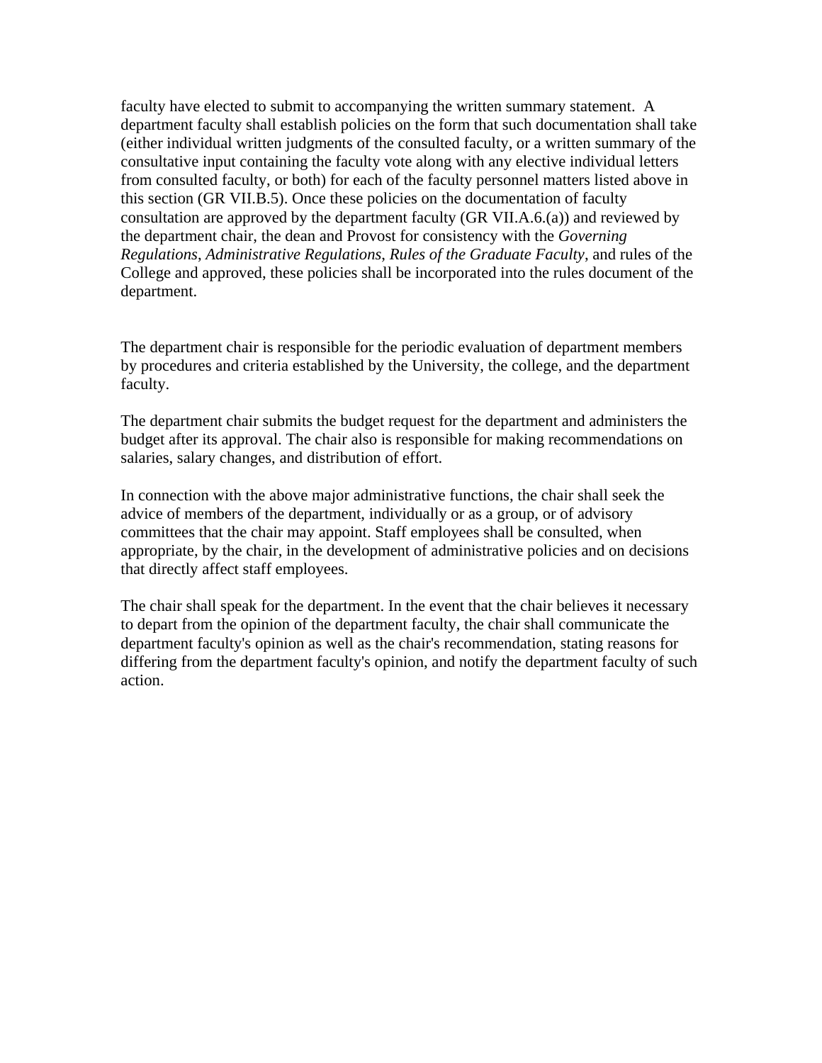faculty have elected to submit to accompanying the written summary statement. A department faculty shall establish policies on the form that such documentation shall take (either individual written judgments of the consulted faculty, or a written summary of the consultative input containing the faculty vote along with any elective individual letters from consulted faculty, or both) for each of the faculty personnel matters listed above in this section (GR VII.B.5). Once these policies on the documentation of faculty consultation are approved by the department faculty (GR VII.A.6.(a)) and reviewed by the department chair, the dean and Provost for consistency with the *Governing Regulations*, *Administrative Regulations*, *Rules of the Graduate Faculty*, and rules of the College and approved, these policies shall be incorporated into the rules document of the department.

The department chair is responsible for the periodic evaluation of department members by procedures and criteria established by the University, the college, and the department faculty.

The department chair submits the budget request for the department and administers the budget after its approval. The chair also is responsible for making recommendations on salaries, salary changes, and distribution of effort.

In connection with the above major administrative functions, the chair shall seek the advice of members of the department, individually or as a group, or of advisory committees that the chair may appoint. Staff employees shall be consulted, when appropriate, by the chair, in the development of administrative policies and on decisions that directly affect staff employees.

The chair shall speak for the department. In the event that the chair believes it necessary to depart from the opinion of the department faculty, the chair shall communicate the department faculty's opinion as well as the chair's recommendation, stating reasons for differing from the department faculty's opinion, and notify the department faculty of such action.